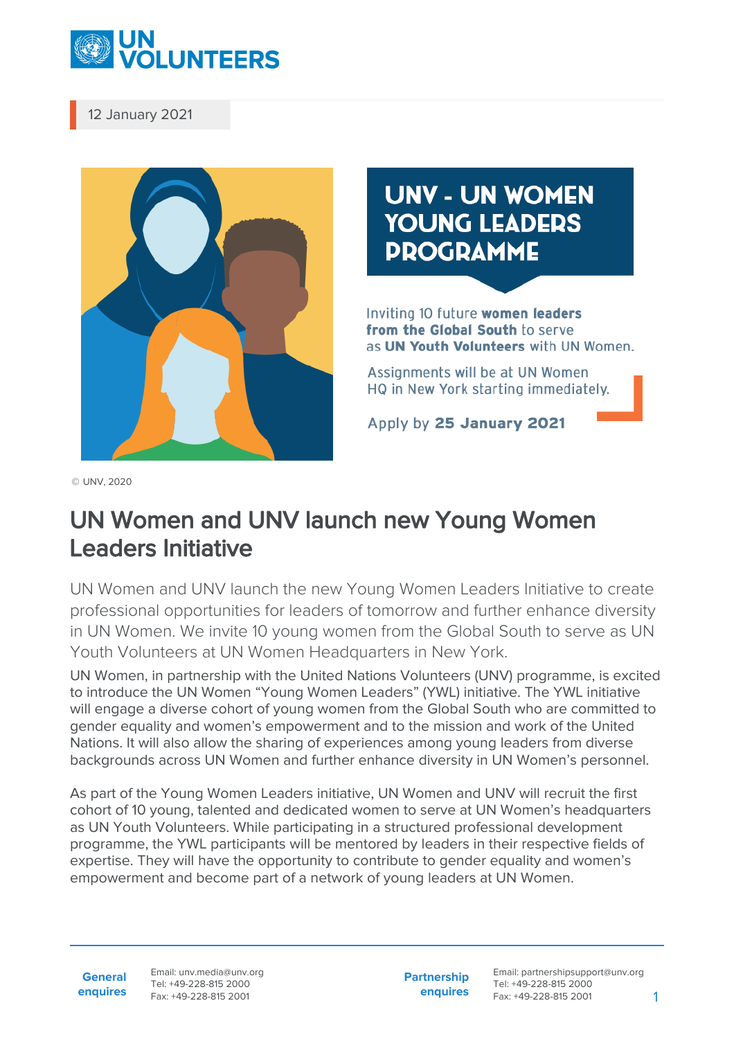12 January 2021

UNV - UN WOMEN YOUNG LEADERS PROGRAMME

Inviting 10 future **women leaders from the Global South** to serve as **UN Youth Volunteers** with UN Women.

Assignments will be at UN Women HQ in New York starting immediately.

Apply by **25 January 2021**

© UNV, 2020

# UN Women and UNV launch new Young Women Leaders Initiative

UN Women and UNV launch the new Young Women Leaders Initiative to create professional opportunities for leaders of tomorrow and further enhance diversity in UN Women. We invite 10 young women from the Global South to serve as UN Youth Volunteers at UN Women Headquarters in New York.

UN Women, in partnership with the United Nations Volunteers (UNV) programme, is excited to introduce the UN Women "Young Women Leaders" (YWL) initiative. The YWL initiative will engage a diverse cohort of young women from the Global South who are committed to gender equality and women's empowerment and to the mission and work of the United Nations. It will also allow the sharing of experiences among young leaders from diverse backgrounds across UN Women and further enhance diversity in UN Women's personnel.

As part of the Young Women Leaders initiative, UN Women and UNV will recruit the first cohort of 10 young, talented and dedicated women to serve at UN Women's headquarters as UN Youth Volunteers. While participating in a structured professional development programme, the YWL participants will be mentored by leaders in their respective fields of expertise. They will have the opportunity to contribute to gender equality and women's empowerment and become part of a network of young leaders at UN Women.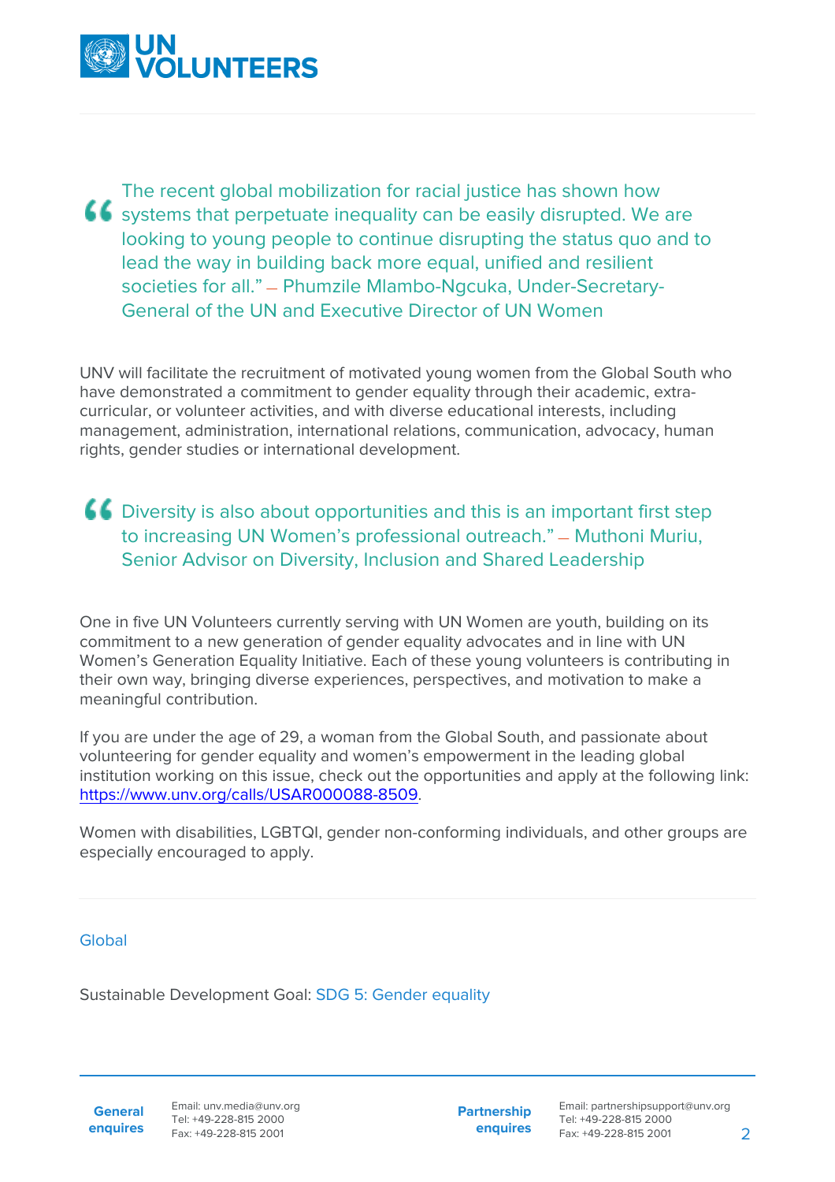> The recent global mobilization for racial justice has shown how systems that perpetuate inequality can be easily disrupted. We are looking to young people to continue disrupting the status quo and to lead the way in building back more equal, unified and resilient societies for all." — Phumzile Mlambo-Ngcuka, Under-Secretary-General of the UN and Executive Director of UN Women

UNV will facilitate the recruitment of motivated young women from the Global South who have demonstrated a commitment to gender equality through their academic, extra-curricular, or volunteer activities, and with diverse educational interests, including management, administration, international relations, communication, advocacy, human rights, gender studies or international development.

> Diversity is also about opportunities and this is an important first step to increasing UN Women's professional outreach." — Muthoni Muriu, Senior Advisor on Diversity, Inclusion and Shared Leadership

One in five UN Volunteers currently serving with UN Women are youth, building on its commitment to a new generation of gender equality advocates and in line with UN Women's Generation Equality Initiative. Each of these young volunteers is contributing in their own way, bringing diverse experiences, perspectives, and motivation to make a meaningful contribution.

If you are under the age of 29, a woman from the Global South, and passionate about volunteering for gender equality and women's empowerment in the leading global institution working on this issue, check out the opportunities and apply at the following link: [https://www.unv.org/calls/USAR000088-8509](https://www.unv.org/calls/USAR000088-8509).

Women with disabilities, LGBTQI, gender non-conforming individuals, and other groups are especially encouraged to apply.

Global

Sustainable Development Goal: SDG 5: Gender equality

**General enquires** Email: unv.media@unv.org
Tel: +49-228-815 2000
Fax: +49-228-815 2001

**Partnership enquires** Email: partnershipsupport@unv.org
Tel: +49-228-815 2000
Fax: +49-228-815 2001